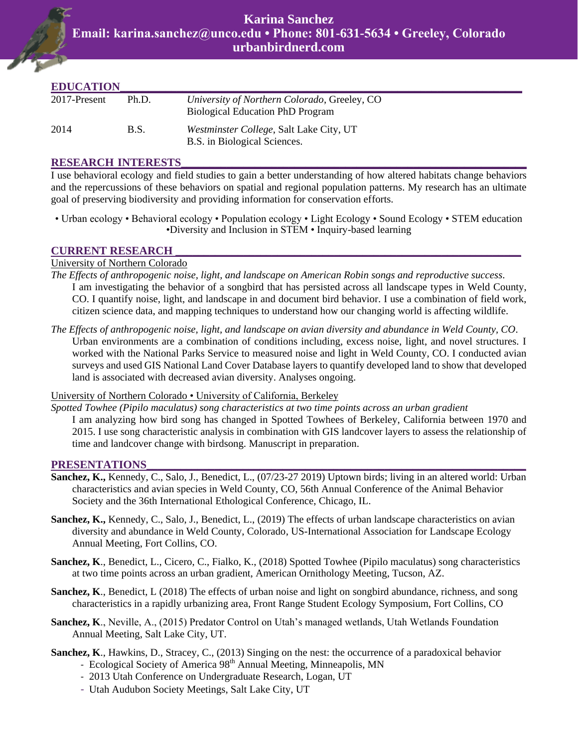# Karina Sanchez

**Email: karina.sanchez@unco.edu • Phone: 801-631-5634 • Greeley, Colorado**
**urbanbirdnerd.com**

## EDUCATION

| | | |
|---|---|---|
| 2017-Present | Ph.D. | *University of Northern Colorado*, Greeley, CO<br>Biological Education PhD Program |
| 2014 | B.S. | *Westminster College*, Salt Lake City, UT<br>B.S. in Biological Sciences. |

## RESEARCH INTERESTS

I use behavioral ecology and field studies to gain a better understanding of how altered habitats change behaviors and the repercussions of these behaviors on spatial and regional population patterns. My research has an ultimate goal of preserving biodiversity and providing information for conservation efforts.

• Urban ecology • Behavioral ecology • Population ecology • Light Ecology • Sound Ecology • STEM education •Diversity and Inclusion in STEM • Inquiry-based learning

## CURRENT RESEARCH

University of Northern Colorado

*The Effects of anthropogenic noise, light, and landscape on American Robin songs and reproductive success*.
I am investigating the behavior of a songbird that has persisted across all landscape types in Weld County, CO. I quantify noise, light, and landscape in and document bird behavior. I use a combination of field work, citizen science data, and mapping techniques to understand how our changing world is affecting wildlife.

*The Effects of anthropogenic noise, light, and landscape on avian diversity and abundance in Weld County, CO*.
Urban environments are a combination of conditions including, excess noise, light, and novel structures. I worked with the National Parks Service to measured noise and light in Weld County, CO. I conducted avian surveys and used GIS National Land Cover Database layers to quantify developed land to show that developed land is associated with decreased avian diversity. Analyses ongoing.

University of Northern Colorado • University of California, Berkeley

*Spotted Towhee (Pipilo maculatus) song characteristics at two time points across an urban gradient*
I am analyzing how bird song has changed in Spotted Towhees of Berkeley, California between 1970 and 2015. I use song characteristic analysis in combination with GIS landcover layers to assess the relationship of time and landcover change with birdsong. Manuscript in preparation.

## PRESENTATIONS

**Sanchez, K.,** Kennedy, C., Salo, J., Benedict, L., (07/23-27 2019) Uptown birds; living in an altered world: Urban characteristics and avian species in Weld County, CO, 56th Annual Conference of the Animal Behavior Society and the 36th International Ethological Conference, Chicago, IL.

**Sanchez, K.,** Kennedy, C., Salo, J., Benedict, L., (2019) The effects of urban landscape characteristics on avian diversity and abundance in Weld County, Colorado, US-International Association for Landscape Ecology Annual Meeting, Fort Collins, CO.

**Sanchez, K**., Benedict, L., Cicero, C., Fialko, K., (2018) Spotted Towhee (Pipilo maculatus) song characteristics at two time points across an urban gradient, American Ornithology Meeting, Tucson, AZ.

**Sanchez, K**., Benedict, L (2018) The effects of urban noise and light on songbird abundance, richness, and song characteristics in a rapidly urbanizing area, Front Range Student Ecology Symposium, Fort Collins, CO

**Sanchez, K**., Neville, A., (2015) Predator Control on Utah's managed wetlands, Utah Wetlands Foundation Annual Meeting, Salt Lake City, UT.

**Sanchez, K**., Hawkins, D., Stracey, C., (2013) Singing on the nest: the occurrence of a paradoxical behavior
- Ecological Society of America 98th Annual Meeting, Minneapolis, MN
- 2013 Utah Conference on Undergraduate Research, Logan, UT
- Utah Audubon Society Meetings, Salt Lake City, UT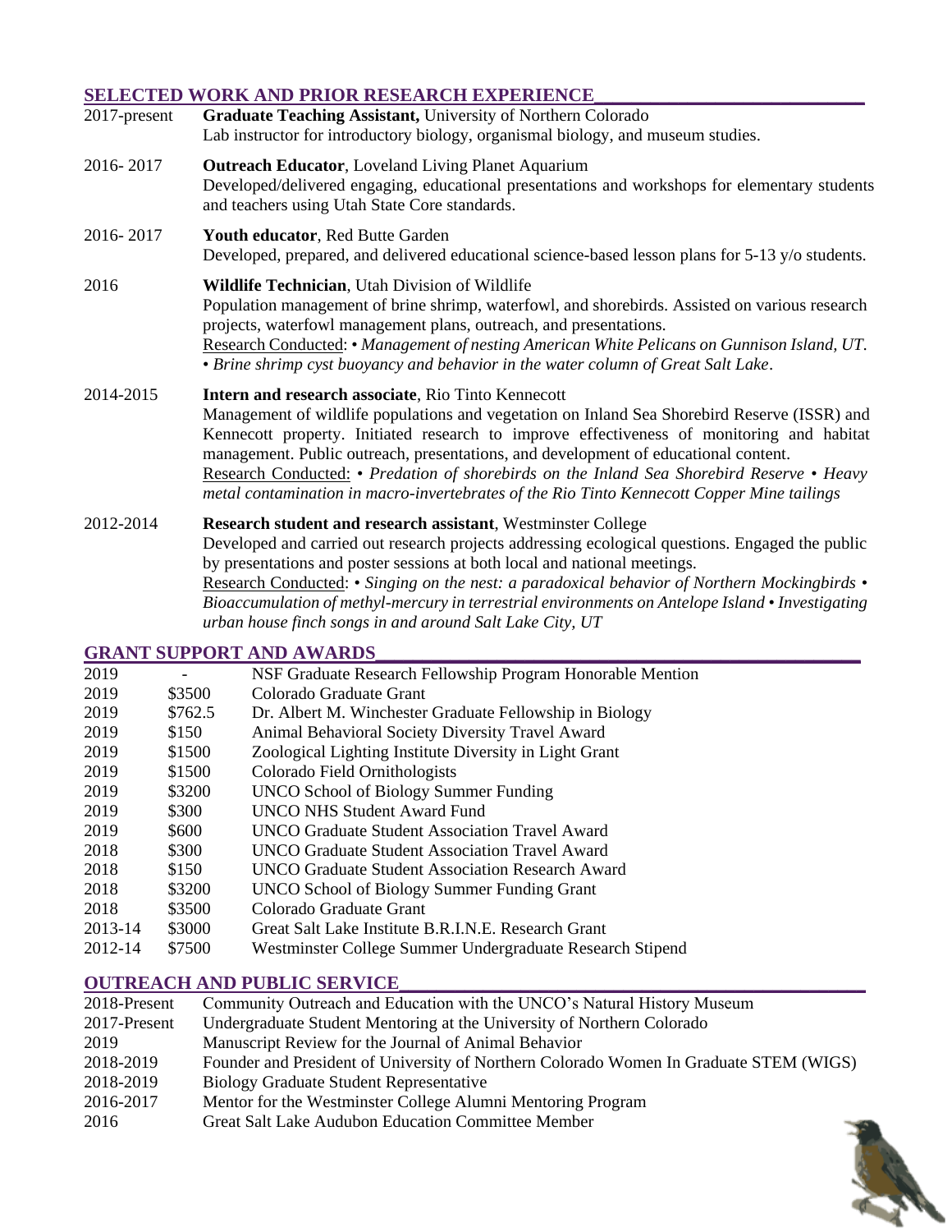## SELECTED WORK AND PRIOR RESEARCH EXPERIENCE

2017-present — **Graduate Teaching Assistant,** University of Northern Colorado
Lab instructor for introductory biology, organismal biology, and museum studies.

2016- 2017 — **Outreach Educator**, Loveland Living Planet Aquarium
Developed/delivered engaging, educational presentations and workshops for elementary students and teachers using Utah State Core standards.

2016- 2017 — **Youth educator**, Red Butte Garden
Developed, prepared, and delivered educational science-based lesson plans for 5-13 y/o students.

2016 — **Wildlife Technician**, Utah Division of Wildlife
Population management of brine shrimp, waterfowl, and shorebirds. Assisted on various research projects, waterfowl management plans, outreach, and presentations.
Research Conducted: • *Management of nesting American White Pelicans on Gunnison Island, UT.* • *Brine shrimp cyst buoyancy and behavior in the water column of Great Salt Lake*.

2014-2015 — **Intern and research associate**, Rio Tinto Kennecott
Management of wildlife populations and vegetation on Inland Sea Shorebird Reserve (ISSR) and Kennecott property. Initiated research to improve effectiveness of monitoring and habitat management. Public outreach, presentations, and development of educational content.
Research Conducted: • *Predation of shorebirds on the Inland Sea Shorebird Reserve* • *Heavy metal contamination in macro-invertebrates of the Rio Tinto Kennecott Copper Mine tailings*

2012-2014 — **Research student and research assistant**, Westminster College
Developed and carried out research projects addressing ecological questions. Engaged the public by presentations and poster sessions at both local and national meetings.
Research Conducted: • *Singing on the nest: a paradoxical behavior of Northern Mockingbirds* • *Bioaccumulation of methyl-mercury in terrestrial environments on Antelope Island* • *Investigating urban house finch songs in and around Salt Lake City, UT*

## GRANT SUPPORT AND AWARDS

| | | |
|---|---|---|
| 2019 | - | NSF Graduate Research Fellowship Program Honorable Mention |
| 2019 | $3500 | Colorado Graduate Grant |
| 2019 | $762.5 | Dr. Albert M. Winchester Graduate Fellowship in Biology |
| 2019 | $150 | Animal Behavioral Society Diversity Travel Award |
| 2019 | $1500 | Zoological Lighting Institute Diversity in Light Grant |
| 2019 | $1500 | Colorado Field Ornithologists |
| 2019 | $3200 | UNCO School of Biology Summer Funding |
| 2019 | $300 | UNCO NHS Student Award Fund |
| 2019 | $600 | UNCO Graduate Student Association Travel Award |
| 2018 | $300 | UNCO Graduate Student Association Travel Award |
| 2018 | $150 | UNCO Graduate Student Association Research Award |
| 2018 | $3200 | UNCO School of Biology Summer Funding Grant |
| 2018 | $3500 | Colorado Graduate Grant |
| 2013-14 | $3000 | Great Salt Lake Institute B.R.I.N.E. Research Grant |
| 2012-14 | $7500 | Westminster College Summer Undergraduate Research Stipend |

## OUTREACH AND PUBLIC SERVICE

| | |
|---|---|
| 2018-Present | Community Outreach and Education with the UNCO's Natural History Museum |
| 2017-Present | Undergraduate Student Mentoring at the University of Northern Colorado |
| 2019 | Manuscript Review for the Journal of Animal Behavior |
| 2018-2019 | Founder and President of University of Northern Colorado Women In Graduate STEM (WIGS) |
| 2018-2019 | Biology Graduate Student Representative |
| 2016-2017 | Mentor for the Westminster College Alumni Mentoring Program |
| 2016 | Great Salt Lake Audubon Education Committee Member |